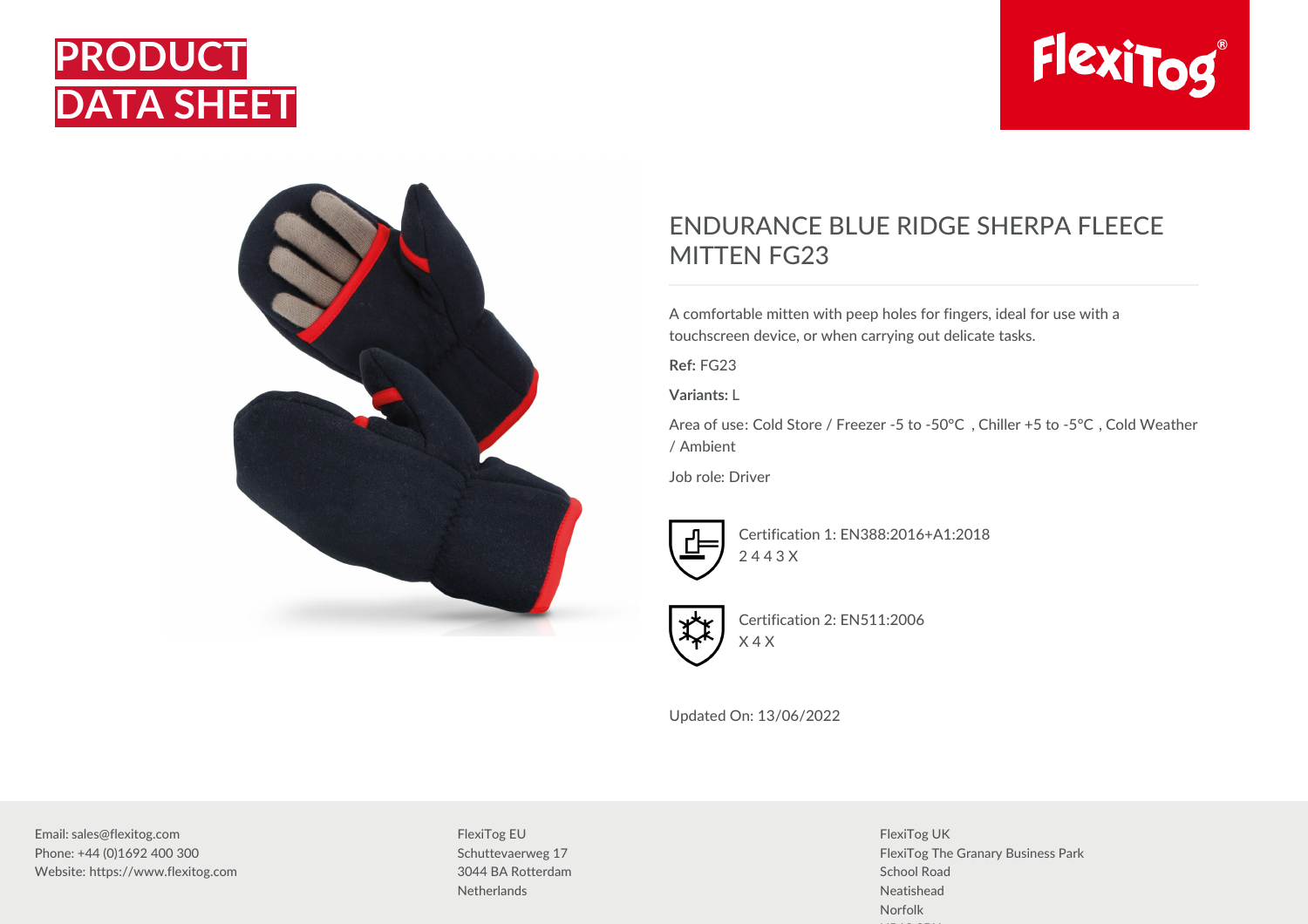# PRODUCT DATA SHEET

FlexiTog®

## ENDURANCE BLUE RIDGE SHERPA FLEECE MITTEN FG23

A comfortable mitten with peep holes for fingers, ideal for use with a touchscreen device, or when carrying out delicate tasks.

**Ref:** FG23

**Variants:** L

Area of use: Cold Store / Freezer -5 to -50°C , Chiller +5 to -5°C , Cold Weather / Ambient

Job role: Driver

Certification 1: EN388:2016+A1:2018
2 4 4 3 X

Certification 2: EN511:2006
X 4 X

Updated On: 13/06/2022

Email: sales@flexitog.com
Phone: +44 (0)1692 400 300
Website: https://www.flexitog.com

FlexiTog EU
Schuttevaerweg 17
3044 BA Rotterdam
Netherlands

FlexiTog UK
FlexiTog The Granary Business Park
School Road
Neatishead
Norfolk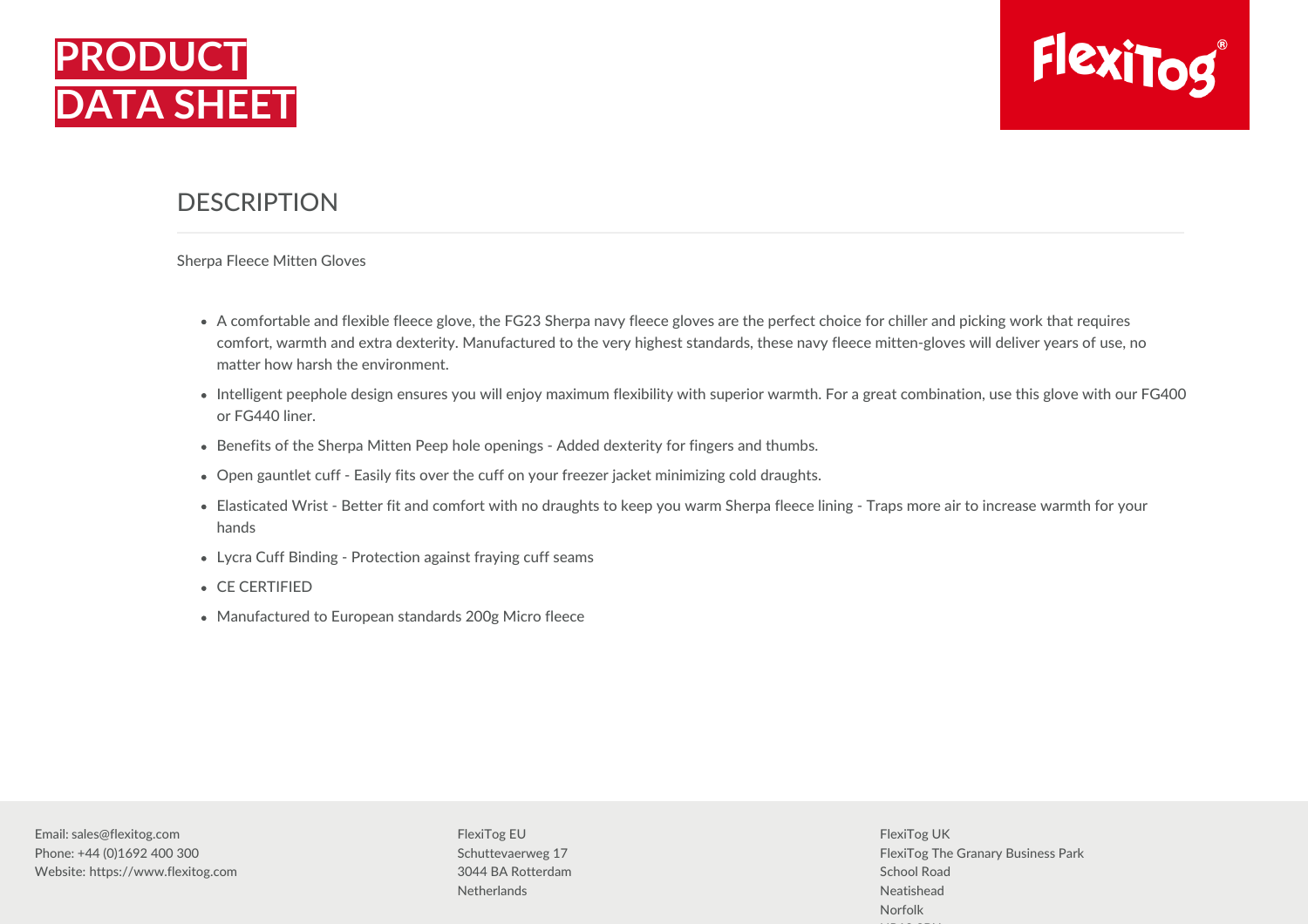# PRODUCT DATA SHEET

FlexiTog®

## DESCRIPTION

Sherpa Fleece Mitten Gloves

- A comfortable and flexible fleece glove, the FG23 Sherpa navy fleece gloves are the perfect choice for chiller and picking work that requires comfort, warmth and extra dexterity. Manufactured to the very highest standards, these navy fleece mitten-gloves will deliver years of use, no matter how harsh the environment.
- Intelligent peephole design ensures you will enjoy maximum flexibility with superior warmth. For a great combination, use this glove with our FG400 or FG440 liner.
- Benefits of the Sherpa Mitten Peep hole openings - Added dexterity for fingers and thumbs.
- Open gauntlet cuff - Easily fits over the cuff on your freezer jacket minimizing cold draughts.
- Elasticated Wrist - Better fit and comfort with no draughts to keep you warm Sherpa fleece lining - Traps more air to increase warmth for your hands
- Lycra Cuff Binding - Protection against fraying cuff seams
- CE CERTIFIED
- Manufactured to European standards 200g Micro fleece

Email: sales@flexitog.com
Phone: +44 (0)1692 400 300
Website: https://www.flexitog.com

FlexiTog EU
Schuttevaerweg 17
3044 BA Rotterdam
Netherlands

FlexiTog UK
FlexiTog The Granary Business Park
School Road
Neatishead
Norfolk